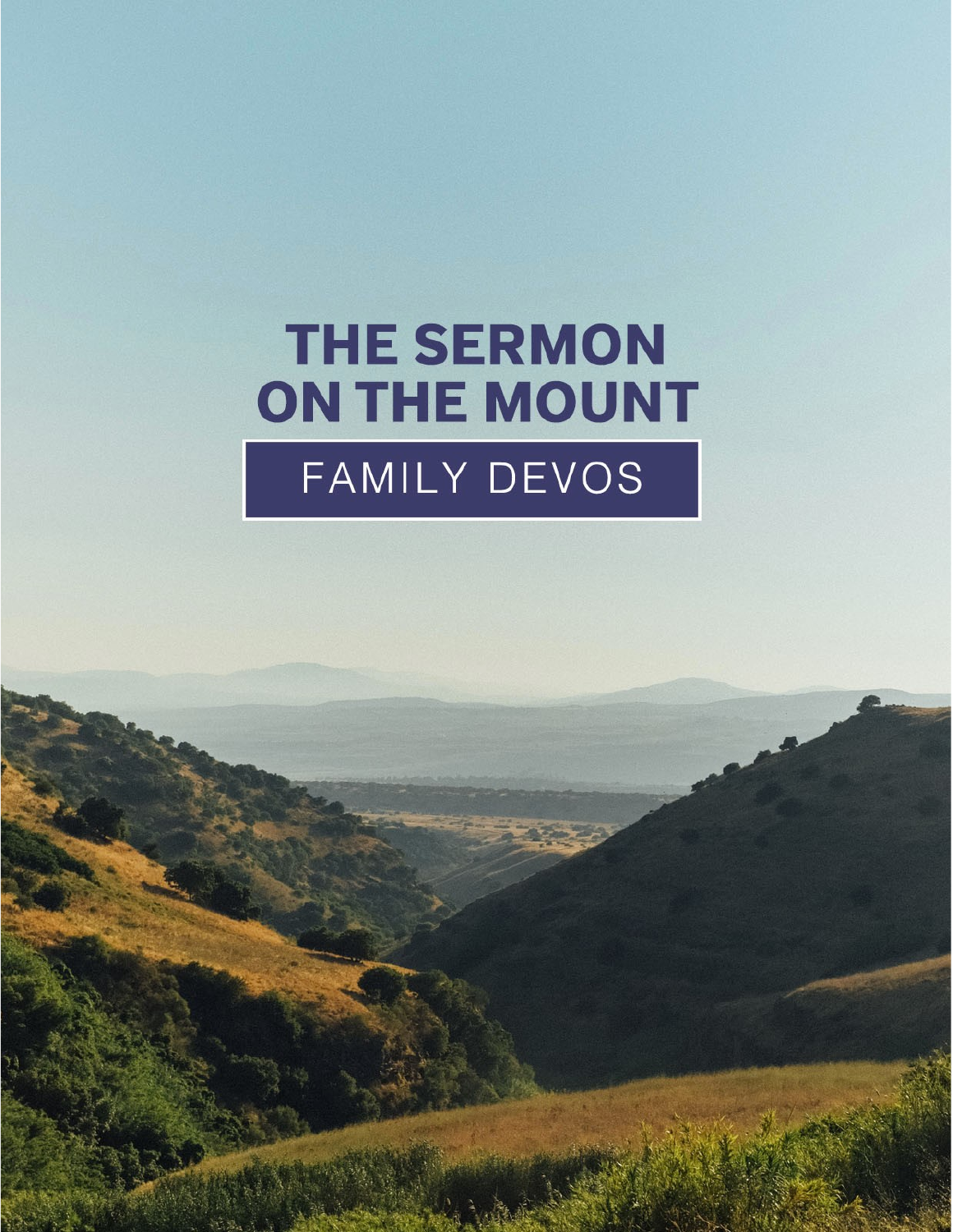# THE SERMON ON THE MOUNT

## FAMILY DEVOS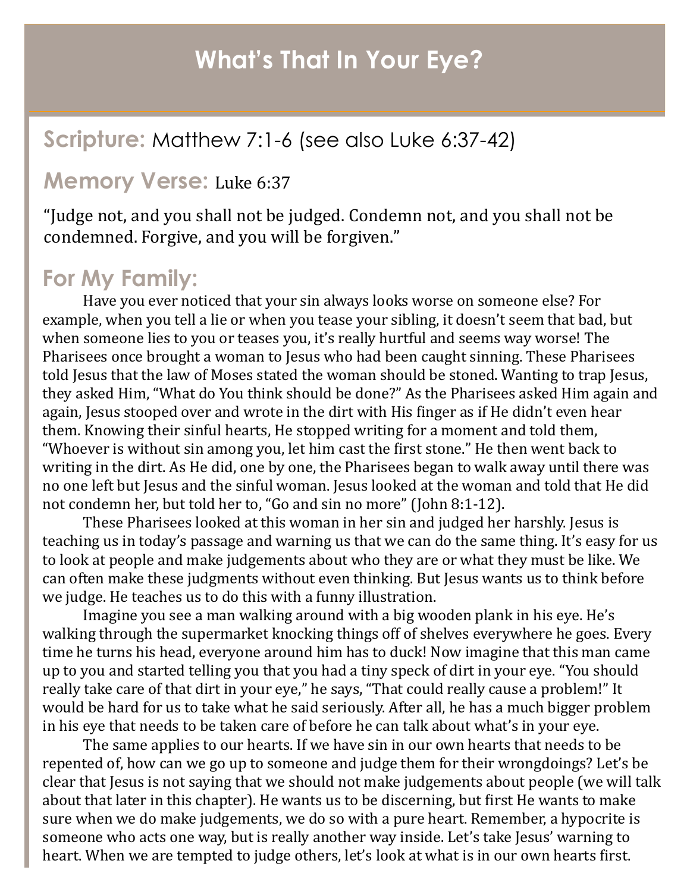# What's That In Your Eye?

## Scripture: Matthew 7:1-6 (see also Luke 6:37-42)

## Memory Verse: Luke 6:37

"Judge not, and you shall not be judged. Condemn not, and you shall not be condemned. Forgive, and you will be forgiven."

## For My Family:

Have you ever noticed that your sin always looks worse on someone else? For example, when you tell a lie or when you tease your sibling, it doesn't seem that bad, but when someone lies to you or teases you, it's really hurtful and seems way worse! The Pharisees once brought a woman to Jesus who had been caught sinning. These Pharisees told Jesus that the law of Moses stated the woman should be stoned. Wanting to trap Jesus, they asked Him, "What do You think should be done?" As the Pharisees asked Him again and again, Jesus stooped over and wrote in the dirt with His finger as if He didn't even hear them. Knowing their sinful hearts, He stopped writing for a moment and told them, "Whoever is without sin among you, let him cast the first stone." He then went back to writing in the dirt. As He did, one by one, the Pharisees began to walk away until there was no one left but Jesus and the sinful woman. Jesus looked at the woman and told that He did not condemn her, but told her to, "Go and sin no more" (John 8:1-12).

These Pharisees looked at this woman in her sin and judged her harshly. Jesus is teaching us in today's passage and warning us that we can do the same thing. It's easy for us to look at people and make judgements about who they are or what they must be like. We can often make these judgments without even thinking. But Jesus wants us to think before we judge. He teaches us to do this with a funny illustration.

Imagine you see a man walking around with a big wooden plank in his eye. He's walking through the supermarket knocking things off of shelves everywhere he goes. Every time he turns his head, everyone around him has to duck! Now imagine that this man came up to you and started telling you that you had a tiny speck of dirt in your eye. "You should really take care of that dirt in your eye," he says, "That could really cause a problem!" It would be hard for us to take what he said seriously. After all, he has a much bigger problem in his eye that needs to be taken care of before he can talk about what's in your eye.

The same applies to our hearts. If we have sin in our own hearts that needs to be repented of, how can we go up to someone and judge them for their wrongdoings? Let's be clear that Jesus is not saying that we should not make judgements about people (we will talk about that later in this chapter). He wants us to be discerning, but first He wants to make sure when we do make judgements, we do so with a pure heart. Remember, a hypocrite is someone who acts one way, but is really another way inside. Let's take Jesus' warning to heart. When we are tempted to judge others, let's look at what is in our own hearts first.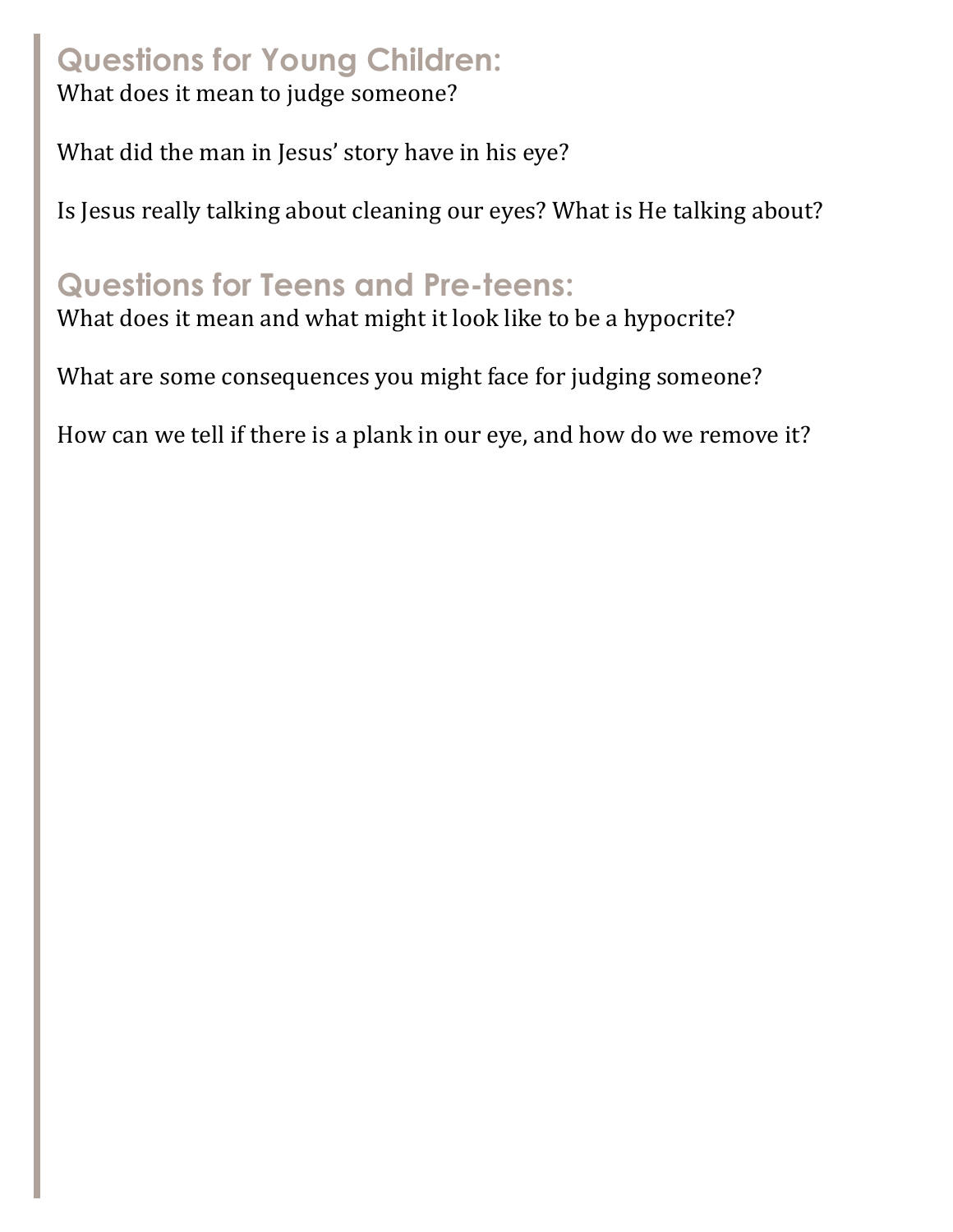## Questions for Young Children:

What does it mean to judge someone?

What did the man in Jesus' story have in his eye?

Is Jesus really talking about cleaning our eyes? What is He talking about?

## Questions for Teens and Pre-teens:

What does it mean and what might it look like to be a hypocrite?

What are some consequences you might face for judging someone?

How can we tell if there is a plank in our eye, and how do we remove it?